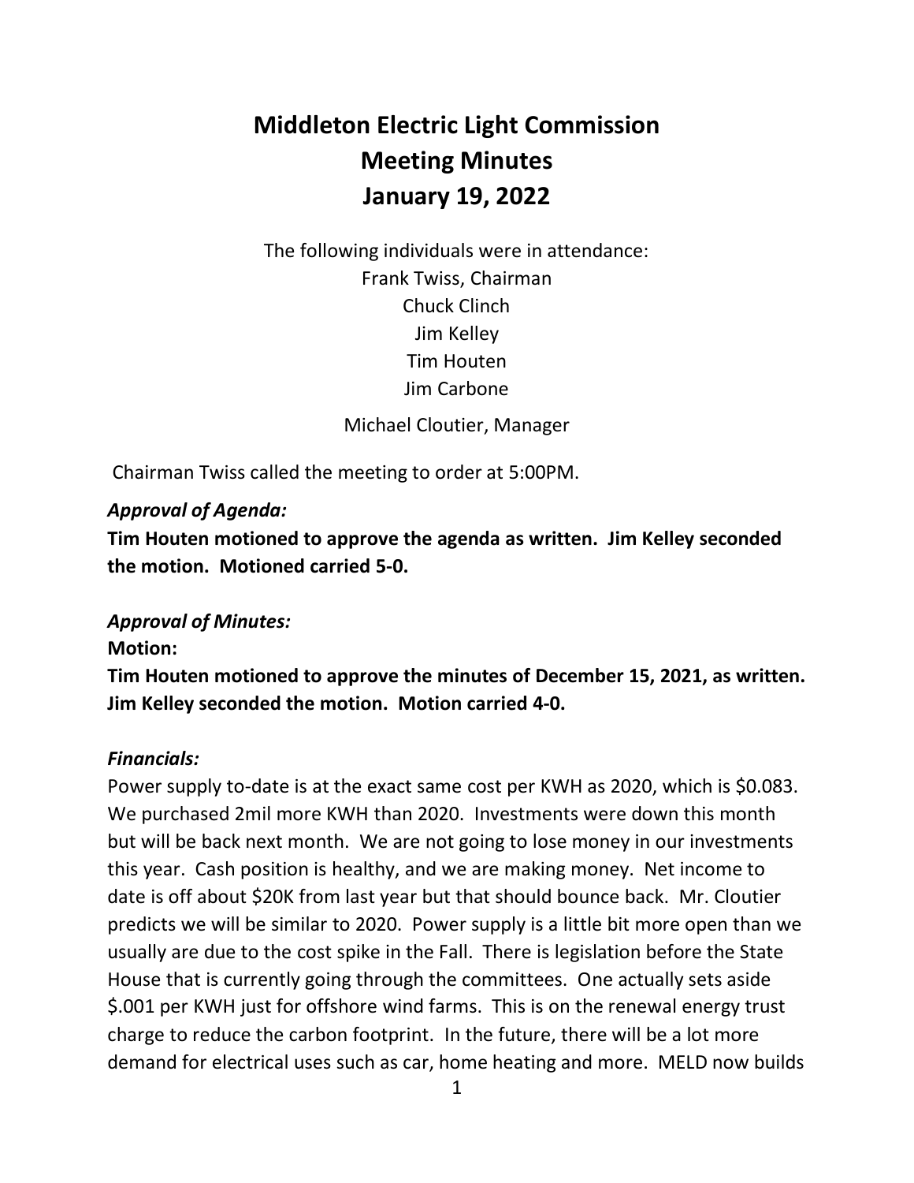# Middleton Electric Light Commission
# Meeting Minutes
# January 19, 2022

The following individuals were in attendance:
Frank Twiss, Chairman
Chuck Clinch
Jim Kelley
Tim Houten
Jim Carbone

Michael Cloutier, Manager

Chairman Twiss called the meeting to order at 5:00PM.

***Approval of Agenda:***

**Tim Houten motioned to approve the agenda as written. Jim Kelley seconded the motion. Motioned carried 5-0.**

***Approval of Minutes:***

**Motion:**

**Tim Houten motioned to approve the minutes of December 15, 2021, as written. Jim Kelley seconded the motion. Motion carried 4-0.**

***Financials:***

Power supply to-date is at the exact same cost per KWH as 2020, which is $0.083. We purchased 2mil more KWH than 2020. Investments were down this month but will be back next month. We are not going to lose money in our investments this year. Cash position is healthy, and we are making money. Net income to date is off about $20K from last year but that should bounce back. Mr. Cloutier predicts we will be similar to 2020. Power supply is a little bit more open than we usually are due to the cost spike in the Fall. There is legislation before the State House that is currently going through the committees. One actually sets aside $.001 per KWH just for offshore wind farms. This is on the renewal energy trust charge to reduce the carbon footprint. In the future, there will be a lot more demand for electrical uses such as car, home heating and more. MELD now builds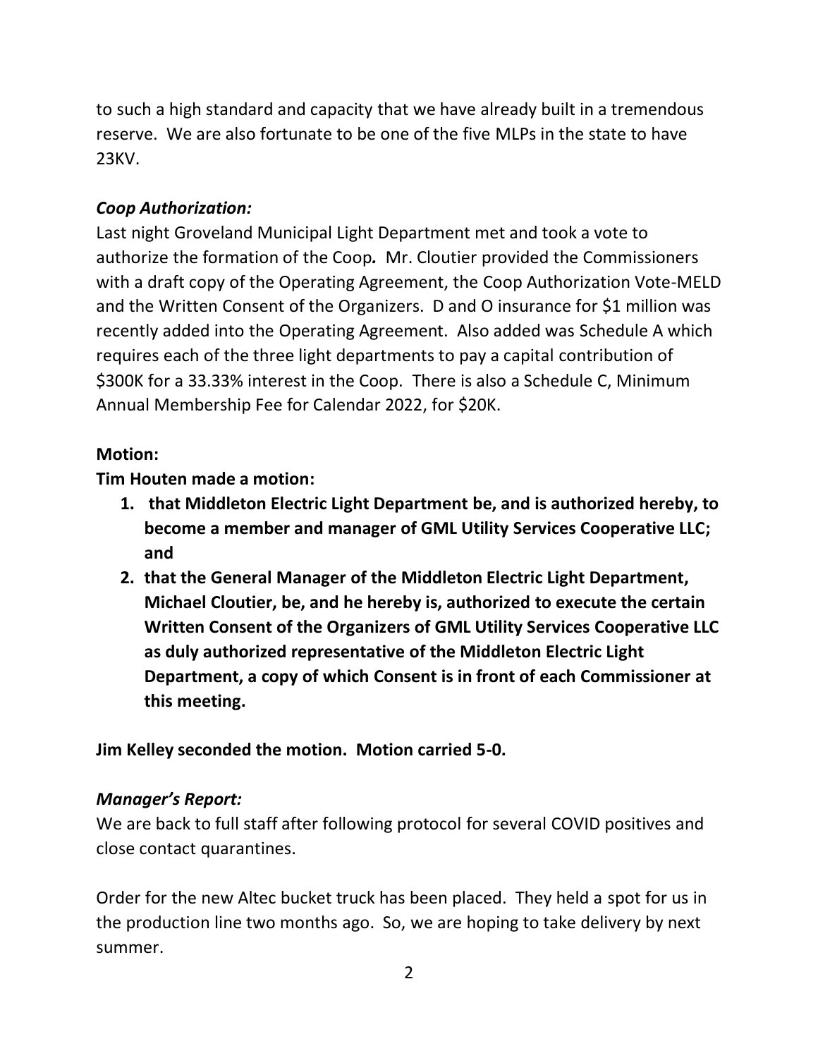to such a high standard and capacity that we have already built in a tremendous reserve. We are also fortunate to be one of the five MLPs in the state to have 23KV.

### *Coop Authorization:*

Last night Groveland Municipal Light Department met and took a vote to authorize the formation of the Coop***.*** Mr. Cloutier provided the Commissioners with a draft copy of the Operating Agreement, the Coop Authorization Vote-MELD and the Written Consent of the Organizers. D and O insurance for $1 million was recently added into the Operating Agreement. Also added was Schedule A which requires each of the three light departments to pay a capital contribution of $300K for a 33.33% interest in the Coop. There is also a Schedule C, Minimum Annual Membership Fee for Calendar 2022, for $20K.

**Motion:**

**Tim Houten made a motion:**

1. **that Middleton Electric Light Department be, and is authorized hereby, to become a member and manager of GML Utility Services Cooperative LLC; and**
2. **that the General Manager of the Middleton Electric Light Department, Michael Cloutier, be, and he hereby is, authorized to execute the certain Written Consent of the Organizers of GML Utility Services Cooperative LLC as duly authorized representative of the Middleton Electric Light Department, a copy of which Consent is in front of each Commissioner at this meeting.**

**Jim Kelley seconded the motion. Motion carried 5-0.**

### *Manager's Report:*

We are back to full staff after following protocol for several COVID positives and close contact quarantines.

Order for the new Altec bucket truck has been placed. They held a spot for us in the production line two months ago. So, we are hoping to take delivery by next summer.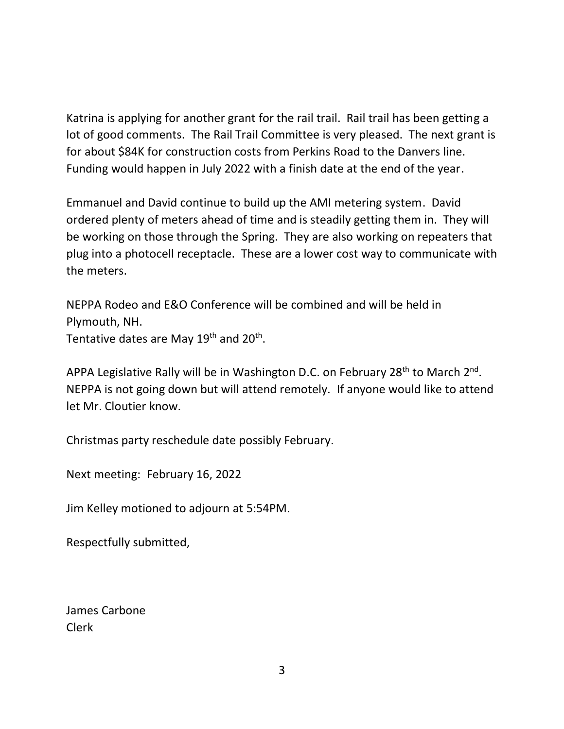Katrina is applying for another grant for the rail trail. Rail trail has been getting a lot of good comments. The Rail Trail Committee is very pleased. The next grant is for about $84K for construction costs from Perkins Road to the Danvers line. Funding would happen in July 2022 with a finish date at the end of the year.

Emmanuel and David continue to build up the AMI metering system. David ordered plenty of meters ahead of time and is steadily getting them in. They will be working on those through the Spring. They are also working on repeaters that plug into a photocell receptacle. These are a lower cost way to communicate with the meters.

NEPPA Rodeo and E&O Conference will be combined and will be held in Plymouth, NH.
Tentative dates are May 19th and 20th.

APPA Legislative Rally will be in Washington D.C. on February 28th to March 2nd. NEPPA is not going down but will attend remotely. If anyone would like to attend let Mr. Cloutier know.

Christmas party reschedule date possibly February.

Next meeting: February 16, 2022

Jim Kelley motioned to adjourn at 5:54PM.

Respectfully submitted,

James Carbone
Clerk